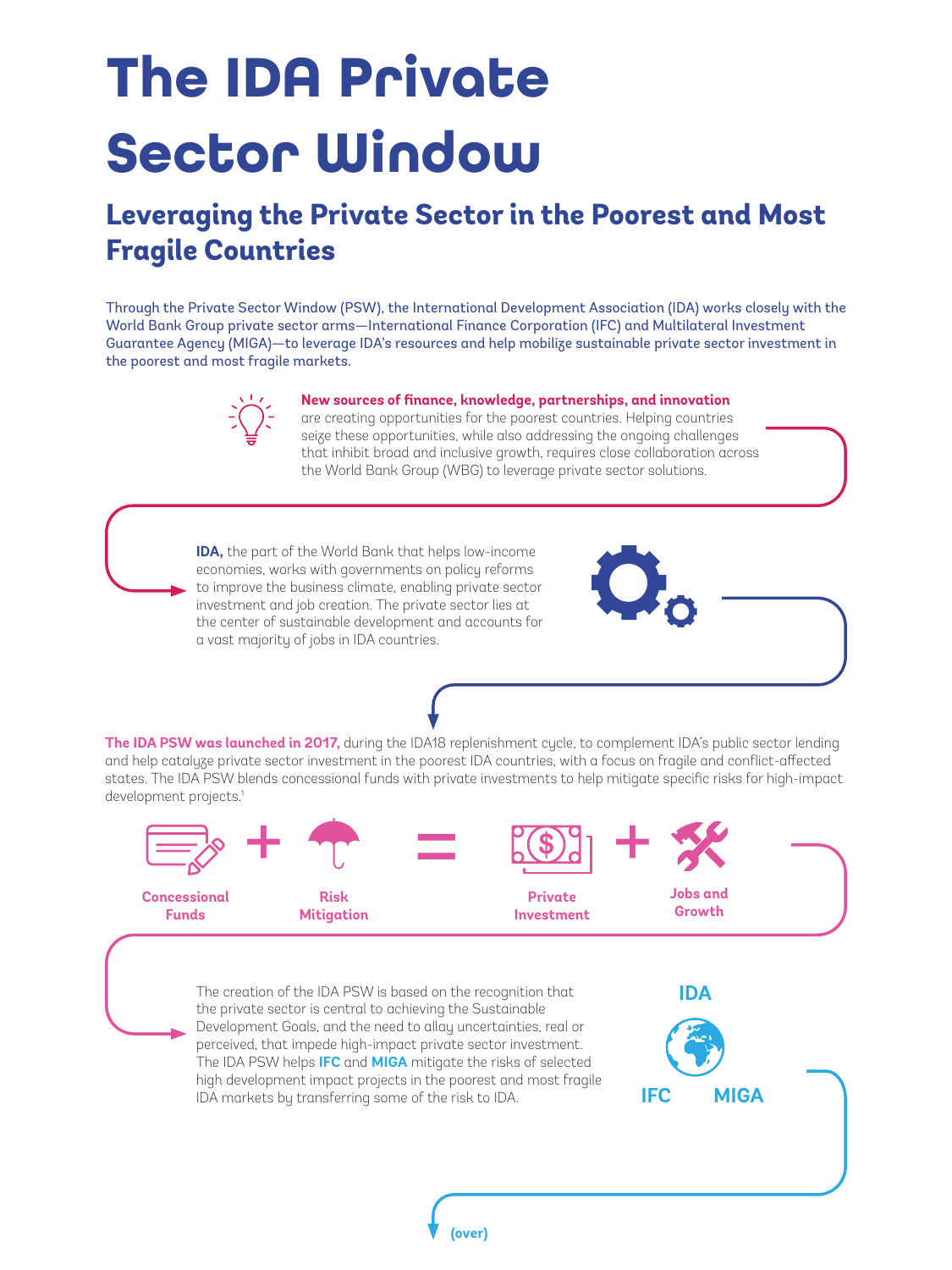# The IDA Private Sector Window

## Leveraging the Private Sector in the Poorest and Most Fragile Countries

Through the Private Sector Window (PSW), the International Development Association (IDA) works closely with the World Bank Group private sector arms—International Finance Corporation (IFC) and Multilateral Investment Guarantee Agency (MIGA)—to leverage IDA's resources and help mobilize sustainable private sector investment in the poorest and most fragile markets.

**New sources of finance, knowledge, partnerships, and innovation** are creating opportunities for the poorest countries. Helping countries seize these opportunities, while also addressing the ongoing challenges that inhibit broad and inclusive growth, requires close collaboration across the World Bank Group (WBG) to leverage private sector solutions.

**IDA,** the part of the World Bank that helps low-income economies, works with governments on policy reforms to improve the business climate, enabling private sector investment and job creation. The private sector lies at the center of sustainable development and accounts for a vast majority of jobs in IDA countries.

**The IDA PSW was launched in 2017,** during the IDA18 replenishment cycle, to complement IDA's public sector lending and help catalyze private sector investment in the poorest IDA countries, with a focus on fragile and conflict-affected states. The IDA PSW blends concessional funds with private investments to help mitigate specific risks for high-impact development projects.[1]

**Concessional Funds** + **Risk Mitigation** = **Private Investment** + **Jobs and Growth**

The creation of the IDA PSW is based on the recognition that the private sector is central to achieving the Sustainable Development Goals, and the need to allay uncertainties, real or perceived, that impede high-impact private sector investment. The IDA PSW helps **IFC** and **MIGA** mitigate the risks of selected high development impact projects in the poorest and most fragile IDA markets by transferring some of the risk to IDA.

**IDA**

**IFC** **MIGA**

(over)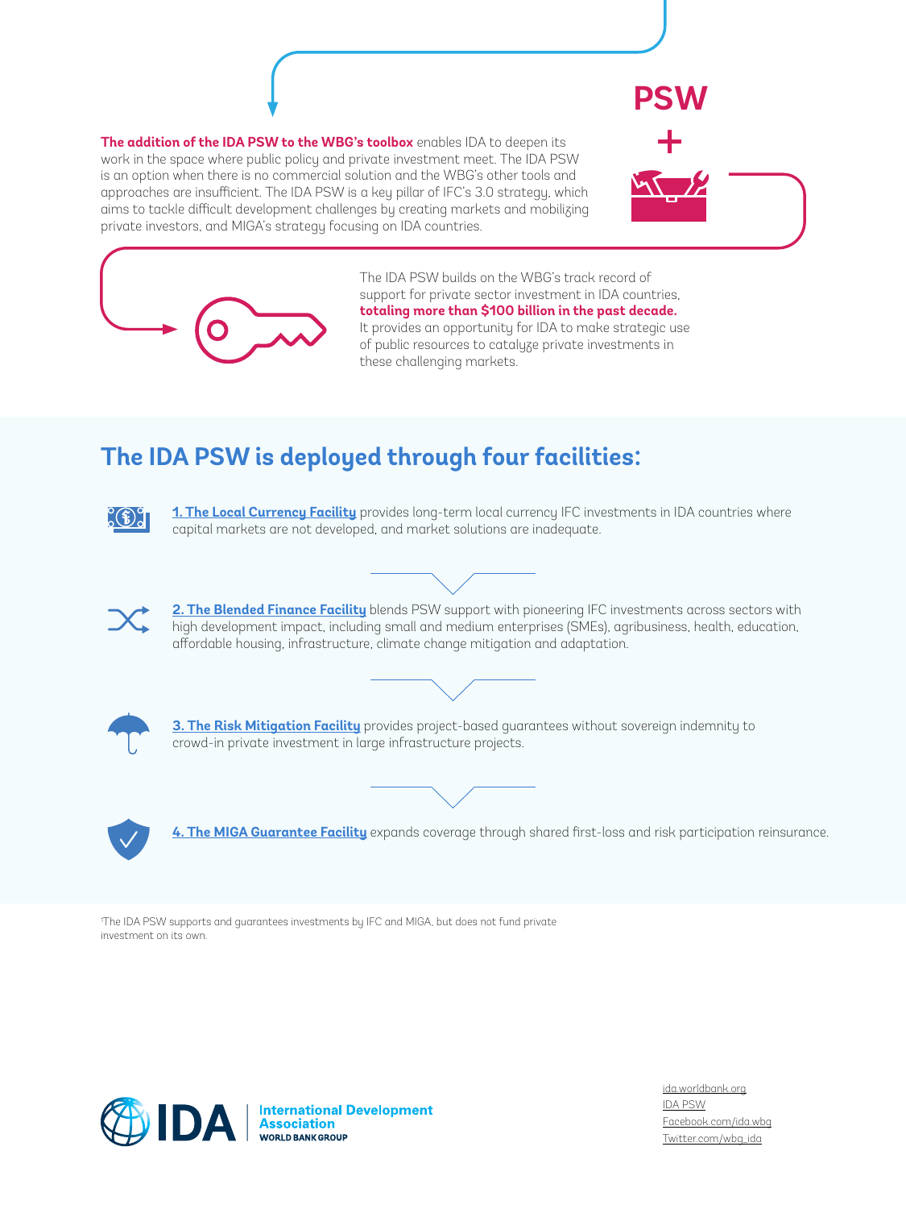PSW

+

**The addition of the IDA PSW to the WBG's toolbox** enables IDA to deepen its work in the space where public policy and private investment meet. The IDA PSW is an option when there is no commercial solution and the WBG's other tools and approaches are insufficient. The IDA PSW is a key pillar of IFC's 3.0 strategy, which aims to tackle difficult development challenges by creating markets and mobilizing private investors, and MIGA's strategy focusing on IDA countries.

The IDA PSW builds on the WBG's track record of support for private sector investment in IDA countries, **totaling more than $100 billion in the past decade.** It provides an opportunity for IDA to make strategic use of public resources to catalyze private investments in these challenging markets.

## The IDA PSW is deployed through four facilities:

**1. The Local Currency Facility** provides long-term local currency IFC investments in IDA countries where capital markets are not developed, and market solutions are inadequate.

**2. The Blended Finance Facility** blends PSW support with pioneering IFC investments across sectors with high development impact, including small and medium enterprises (SMEs), agribusiness, health, education, affordable housing, infrastructure, climate change mitigation and adaptation.

**3. The Risk Mitigation Facility** provides project-based guarantees without sovereign indemnity to crowd-in private investment in large infrastructure projects.

**4. The MIGA Guarantee Facility** expands coverage through shared first-loss and risk participation reinsurance.

[1]The IDA PSW supports and guarantees investments by IFC and MIGA, but does not fund private investment on its own.

IDA | International Development Association
WORLD BANK GROUP

ida.worldbank.org
IDA PSW
Facebook.com/ida.wbg
Twitter.com/wbg_ida